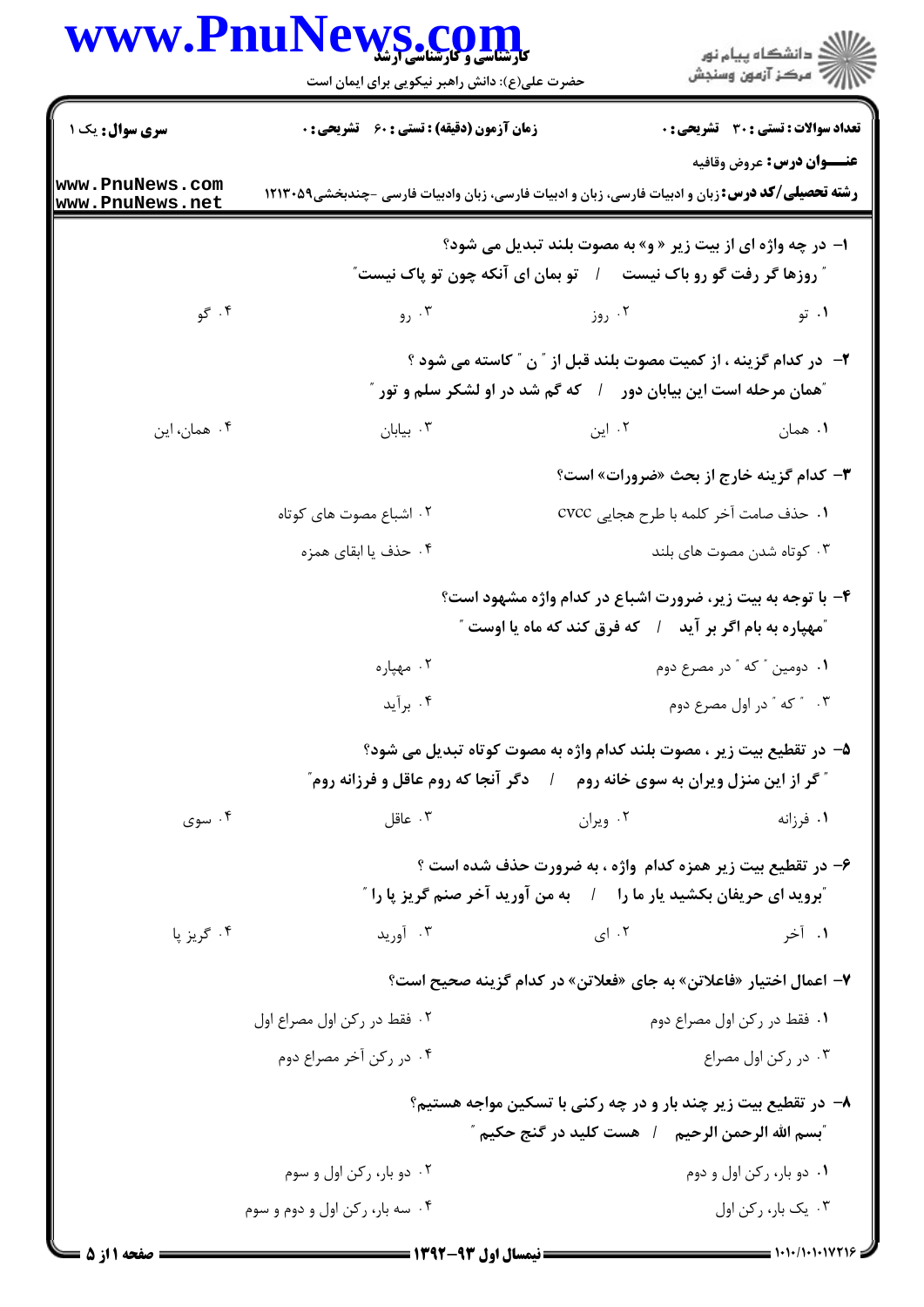**عنوان درس:** عروض وقافیه

**رشته تحصیلی/کد درس:** زبان و ادبیات فارسی، زبان و ادبیات فارسی، زبان وادبیات فارسی -چندبخشی۱۲۱۳۰۵۹

تعداد سوالات: تستی: ۳۰ تشریحی: ۰ | زمان آزمون (دقیقه): تستی: ۶۰ تشریحی: ۰ | سری سوال: یک ۱

۱- در چه واژه ای از بیت زیر « و» به مصوت بلند تبدیل می شود؟

" روزها گر رفت گو رو باک نیست / تو بمان ای آنکه چون تو پاک نیست"

۱. تو
۲. روز
۳. رو
۴. گو

۲- در کدام گزینه ، از کمیت مصوت بلند قبل از " ن " کاسته می شود ؟

"همان مرحله است این بیابان دور / که گم شد در او لشکر سلم و تور "

۱. همان
۲. این
۳. بیابان
۴. همان، این

۳- کدام گزینه خارج از بحث «ضرورات» است؟

۱. حذف صامت آخر کلمه با طرح هجایی cvcc
۲. اشباع مصوت های کوتاه
۳. کوتاه شدن مصوت های بلند
۴. حذف یا ابقای همزه

۴- با توجه به بیت زیر، ضرورت اشباع در کدام واژه مشهود است؟

"مهپاره به بام اگر بر آید / که فرق کند که ماه یا اوست "

۱. دومین " که " در مصرع دوم
۲. مهپاره
۳. " که " در اول مصرع دوم
۴. برآید

۵- در تقطیع بیت زیر ، مصوت بلند کدام واژه به مصوت کوتاه تبدیل می شود؟

" گر از این منزل ویران به سوی خانه روم / دگر آنجا که روم عاقل و فرزانه روم"

۱. فرزانه
۲. ویران
۳. عاقل
۴. سوی

۶- در تقطیع بیت زیر همزه کدام واژه ، به ضرورت حذف شده است ؟

"بروید ای حریفان بکشید یار ما را / به من آورید آخر صنم گریز پا را "

۱. آخر
۲. ای
۳. آورید
۴. گریز پا

۷- اعمال اختیار «فاعلاتن» به جای «فعلاتن» در کدام گزینه صحیح است؟

۱. فقط در رکن اول مصراع دوم
۲. فقط در رکن اول مصراع اول
۳. در رکن اول مصراع
۴. در رکن آخر مصراع دوم

۸- در تقطیع بیت زیر چند بار و در چه رکنی با تسکین مواجه هستیم؟

"بسم الله الرحمن الرحیم / هست کلید در گنج حکیم "

۱. دو بار، رکن اول و دوم
۲. دو بار، رکن اول و سوم
۳. یک بار، رکن اول
۴. سه بار، رکن اول و دوم و سوم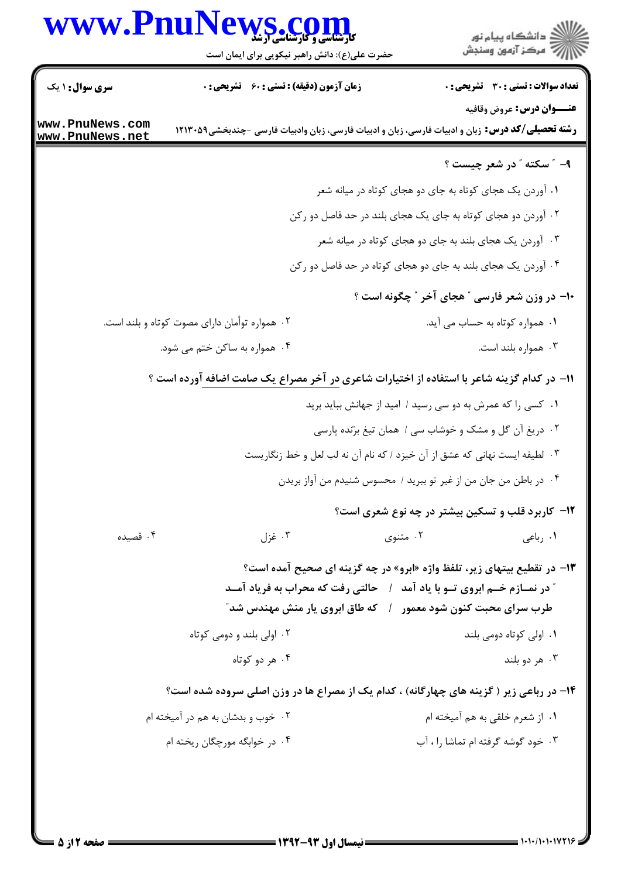**تعداد سوالات : تستی : ۳۰ تشریحی : ۰** | **زمان آزمون (دقیقه) : تستی : ۶۰ تشریحی : ۰** | **سری سوال : ۱ یک**

**عنـــوان درس :** عروض وقافیه

**رشته تحصیلی/کد درس :** زبان و ادبیات فارسی، زبان و ادبیات فارسی، زبان وادبیات فارسی -چندبخشی۱۲۱۳۰۵۹

**۹- " سکته " در شعر چیست ؟**

۱. آوردن یک هجای کوتاه به جای دو هجای کوتاه در میانه شعر

۲. آوردن دو هجای کوتاه به جای یک هجای بلند در حد فاصل دو رکن

۳. آوردن یک هجای بلند به جای دو هجای کوتاه در میانه شعر

۴. آوردن یک هجای بلند به جای دو هجای کوتاه در حد فاصل دو رکن

**۱۰- در وزن شعر فارسی " هجای آخر " چگونه است ؟**

۱. همواره کوتاه به حساب می آید.

۲. همواره توأمان دارای مصوت کوتاه و بلند است.

۳. همواره بلند است.

۴. همواره به ساکن ختم می شود.

**۱۱- در کدام گزینه شاعر با استفاده از اختیارات شاعری در آخر مصراع یک صامت اضافه آورده است ؟**

۱. کسی را که عمرش به دو سی رسید / امید از جهانش بباید برید

۲. دریغ آن گل و مشک و خوشاب سی / همان تیغ برّنده پارسی

۳. لطیفه ایست نهانی که عشق از آن خیزد / که نام آن نه لب لعل و خط زنگاریست

۴. در باطن من جان من از غیر تو ببرید / محسوس شنیدم من آواز بریدن

**۱۲- کاربرد قلب و تسکین بیشتر در چه نوع شعری است؟**

۱. رباعی

۲. مثنوی

۳. غزل

۴. قصیده

**۱۳- در تقطیع بیتهای زیر، تلفظ واژه «ابرو» در چه گزینه ای صحیح آمده است؟**

**" در نمـازم خـم ابروی تـو با یاد آمد / حالتی رفت که محراب به فریاد آمـد**

**طرب سرای محبت کنون شود معمور / که طاق ابروی یار منش مهندس شد"**

۱. اولی کوتاه دومی بلند

۲. اولی بلند و دومی کوتاه

۳. هر دو بلند

۴. هر دو کوتاه

**۱۴- در رباعی زیر ( گزینه های چهارگانه) ، کدام یک از مصراع ها در وزن اصلی سروده شده است؟**

۱. از شعرم خلقی به هم آمیخته ام

۲. خوب و بدشان به هم در آمیخته ام

۳. خود گوشه گرفته ام تماشا را ، آب

۴. در خوابگه مورچگان ریخته ام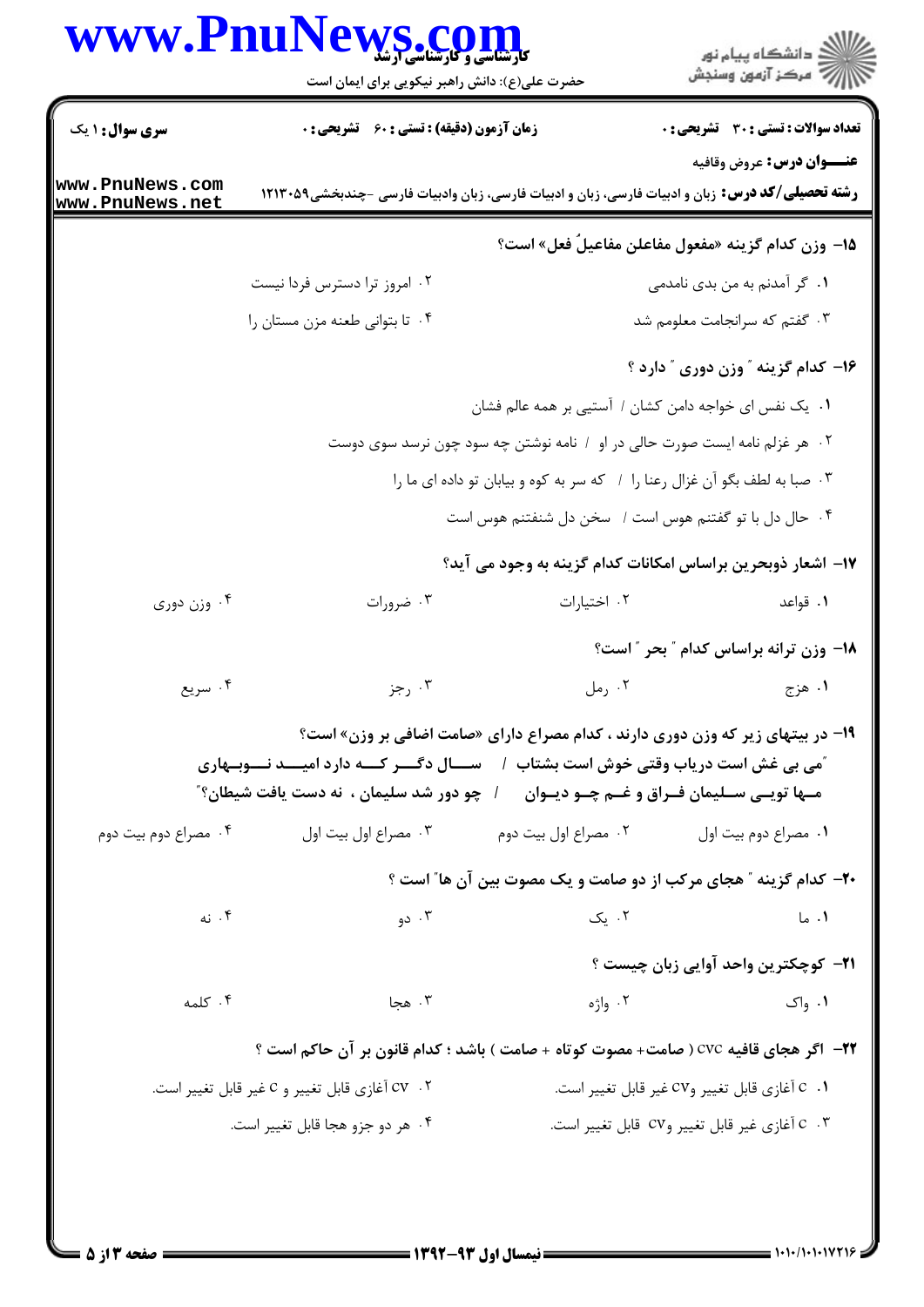**سری سوال:** ۱ یک

**زمان آزمون (دقیقه) : تستی : ۶۰ تشریحی : ۰**

**تعداد سوالات : تستی : ۳۰ تشریحی : ۰**

**عنـــوان درس:** عروض وقافیه

**رشته تحصیلی/کد درس:** زبان و ادبیات فارسی، زبان و ادبیات فارسی، زبان وادبیات فارسی -چندبخشی۱۲۱۳۰۵۹

۱۵- وزن کدام گزینه «مفعول مفاعلن مفاعیلُ فعل» است؟

۱. گر آمدنم به من بدی نامدمی

۲. امروز ترا دسترس فردا نیست

۳. گفتم که سرانجامت معلومم شد

۴. تا بتوانی طعنه مزن مستان را

۱۶- کدام گزینه "وزن دوری" دارد ؟

۱. یک نفس ای خواجه دامن کشان / آستیی بر همه عالم فشان

۲. هر غزلم نامه ایست صورت حالی در او / نامه نوشتن چه سود چون نرسد سوی دوست

۳. صبا به لطف بگو آن غزال رعنا را / که سر به کوه و بیابان تو داده ای ما را

۴. حال دل با تو گفتنم هوس است / سخن دل شنفتنم هوس است

۱۷- اشعار ذوبحرین براساس امکانات کدام گزینه به وجود می آید؟

۱. قواعد

۲. اختیارات

۳. ضرورات

۴. وزن دوری

۱۸- وزن ترانه براساس کدام "بحر" است؟

۱. هزج

۲. رمل

۳. رجز

۴. سریع

۱۹- در بیتهای زیر که وزن دوری دارند ، کدام مصراع دارای «صامت اضافی بر وزن» است؟

**"می بی غش است دریاب وقتی خوش است بشتاب / ســال دگـــر کــه دارد امیـــد نـــوبـهاری**

**مـها تویـی سـلیمان فـراق و غـم چـو دیـوان / چو دور شد سلیمان ، نه دست یافت شیطان؟"**

۱. مصراع دوم بیت اول

۲. مصراع اول بیت دوم

۳. مصراع اول بیت اول

۴. مصراع دوم بیت دوم

۲۰- کدام گزینه " هجای مرکب از دو صامت و یک مصوت بین آن ها" است ؟

۱. ما

۲. یک

۳. دو

۴. نه

۲۱- کوچکترین واحد آوایی زبان چیست ؟

۱. واک

۲. واژه

۳. هجا

۴. کلمه

۲۲- اگر هجای قافیه cvc ( صامت+ مصوت کوتاه + صامت ) باشد ؛ کدام قانون بر آن حاکم است ؟

۱. c آغازی قابل تغییر وcv غیر قابل تغییر است.

۲. cv آغازی قابل تغییر و c غیر قابل تغییر است.

۳. c آغازی غیر قابل تغییر وcv قابل تغییر است.

۴. هر دو جزو هجا قابل تغییر است.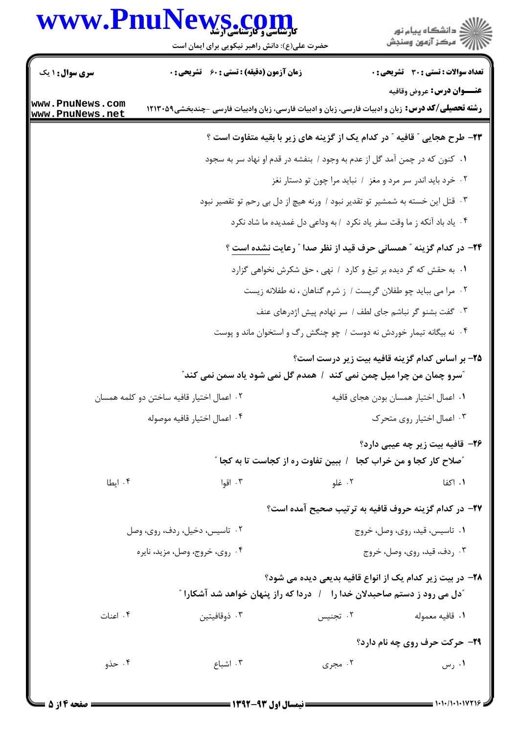۲۳- طرح هجایی " قافیه " در کدام یک از گزینه های زیر با بقیه متفاوت است ؟

۱. کنون که در چمن آمد گل از عدم به وجود / بنفشه در قدم او نهاد سر به سجود

۲. خرد باید اندر سر مرد و مغز / نباید مرا چون تو دستار نغز

۳. قتل این خسته به شمشیر تو تقدیر نبود / ورنه هیچ از دل بی رحم تو تقصیر نبود

۴. یاد باد آنکه ز ما وقت سفر یاد نکرد / به وداعی دل غمدیده ما شاد نکرد

۲۴- در کدام گزینه " همسانی حرف قید از نظر صدا " رعایت نشده است ؟

۱. به حقش که گر دیده بر تیغ و کارد / نهی ، حق شکرش نخواهی گزارد

۲. مرا می بباید چو طفلان گریست / ز شرم گناهان ، نه طفلانه زیست

۳. گفت بشنو گر نباشم جای لطف / سر نهادم پیش اژدرهای عنف

۴. نه بیگانه تیمار خوردش نه دوست / چو چنگش رگ و استخوان ماند و پوست

۲۵- بر اساس کدام گزینه قافیه بیت زیر درست است؟

"سرو چمان من چرا میل چمن نمی کند / همدم گل نمی شود یاد سمن نمی کند"

۱. اعمال اختیار همسان بودن هجای قافیه

۲. اعمال اختیار قافیه ساختن دو کلمه همسان

۳. اعمال اختیار روی متحرک

۴. اعمال اختیار قافیه موصوله

۲۶- قافیه بیت زیر چه عیبی دارد؟

"صلاح کار کجا و من خراب کجا / ببین تفاوت ره از کجاست تا به کجا "

۱. اکفا

۲. غلو

۳. اقوا

۴. ایطا

۲۷- در کدام گزینه حروف قافیه به ترتیب صحیح آمده است؟

۱. تاسیس، قید، روی، وصل، خروج

۲. تاسیس، دخیل، ردف، روی، وصل

۳. ردف، قید، روی، وصل، خروج

۴. روی، خروج، وصل، مزید، نایره

۲۸- در بیت زیر کدام یک از انواع قافیه بدیعی دیده می شود؟

"دل می رود ز دستم صاحبدلان خدا را / دردا که راز پنهان خواهد شد آشکارا "

۱. قافیه معموله

۲. تجنیس

۳. ذوقافیتین

۴. اعنات

۲۹- حرکت حرف روی چه نام دارد؟

۱. رس

۲. مجری

۳. اشباع

۴. حذو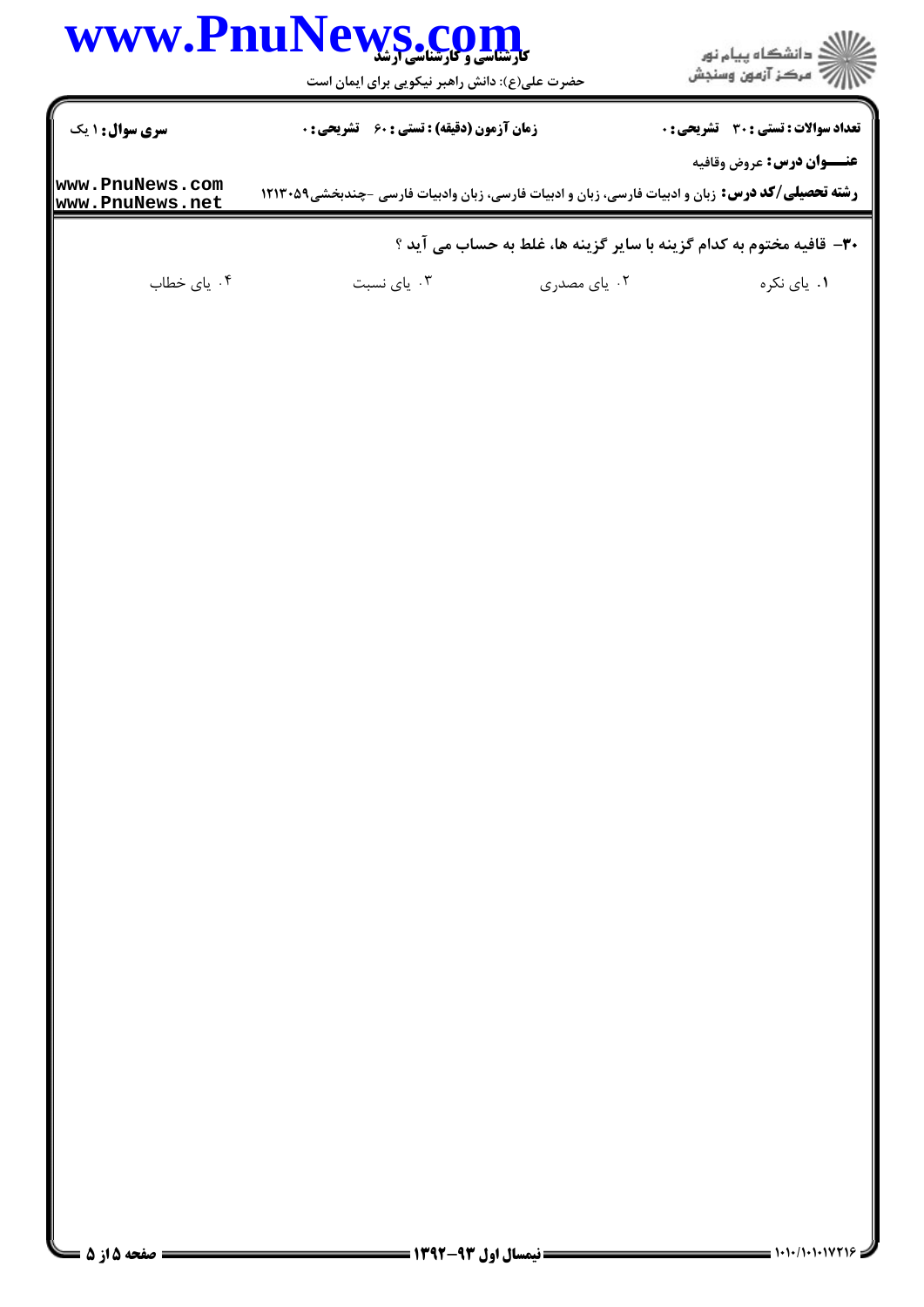**۳۰- قافیه مختوم به کدام گزینه با سایر گزینه ها، غلط به حساب می آید ؟**

۱. یای نکره

۲. یای مصدری

۳. یای نسبت

۴. یای خطاب